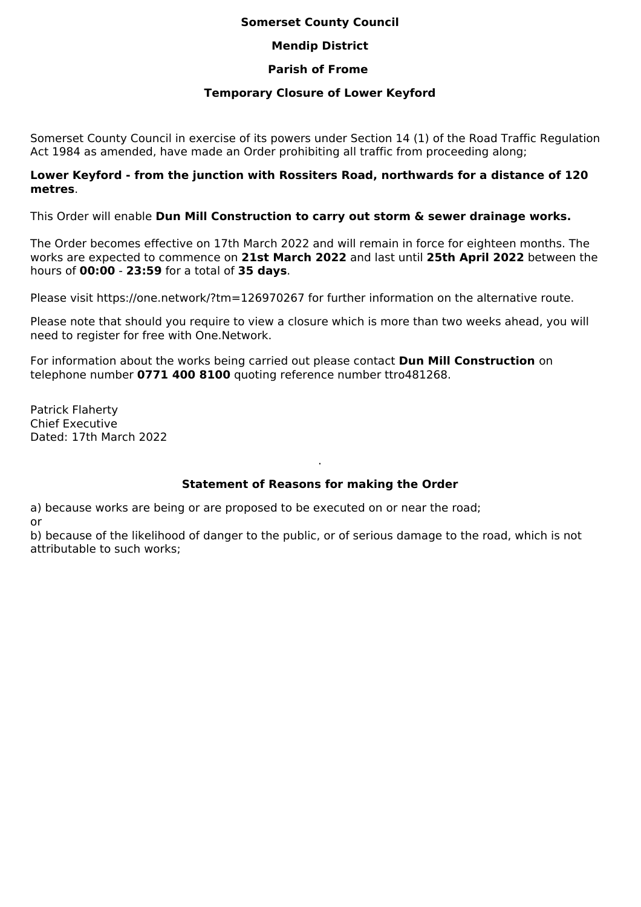**Somerset County Council**

**Mendip District**

**Parish of Frome**

**Temporary Closure of Lower Keyford**

Somerset County Council in exercise of its powers under Section 14 (1) of the Road Traffic Regulation Act 1984 as amended, have made an Order prohibiting all traffic from proceeding along;

**Lower Keyford - from the junction with Rossiters Road, northwards for a distance of 120 metres**.

This Order will enable **Dun Mill Construction to carry out storm & sewer drainage works.**

The Order becomes effective on 17th March 2022 and will remain in force for eighteen months. The works are expected to commence on **21st March 2022** and last until **25th April 2022** between the hours of **00:00** - **23:59** for a total of **35 days**.

Please visit https://one.network/?tm=126970267 for further information on the alternative route.

Please note that should you require to view a closure which is more than two weeks ahead, you will need to register for free with One.Network.

For information about the works being carried out please contact **Dun Mill Construction** on telephone number **0771 400 8100** quoting reference number ttro481268.

Patrick Flaherty
Chief Executive
Dated: 17th March 2022

.

**Statement of Reasons for making the Order**

a) because works are being or are proposed to be executed on or near the road;
or
b) because of the likelihood of danger to the public, or of serious damage to the road, which is not attributable to such works;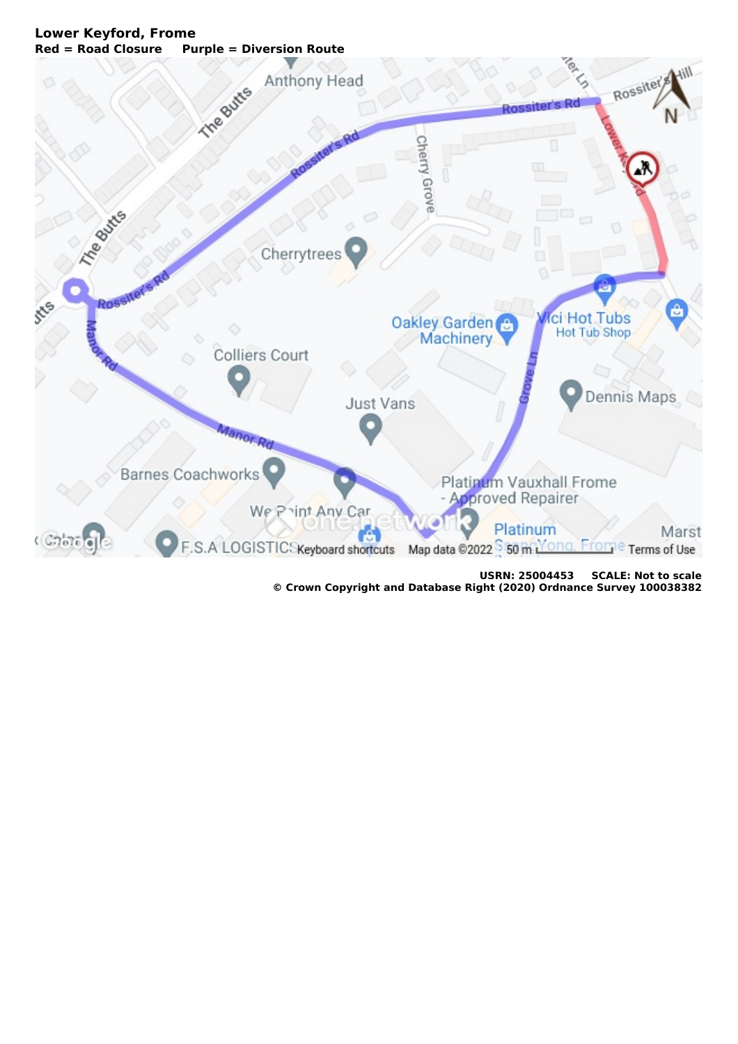**Lower Keyford, Frome**

**Red = Road Closure     Purple = Diversion Route**

Anthony Head
The Butts
Rossiter's Rd
Cherry Grove
Rossiter's Hill
Lower Keyford
N
Cherrytrees
Oakley Garden Machinery
Vici Hot Tubs
Hot Tub Shop
Colliers Court
Manor Rd
Grove Ln
Just Vans
Dennis Maps
Barnes Coachworks
Platinum Vauxhall Frome - Approved Repairer
We Paint Any Car
Platinum
F.S.A LOGISTICS
Keyboard shortcuts
Map data ©2022
50 m
Terms of Use

**USRN: 25004453     SCALE: Not to scale**

**© Crown Copyright and Database Right (2020) Ordnance Survey 100038382**